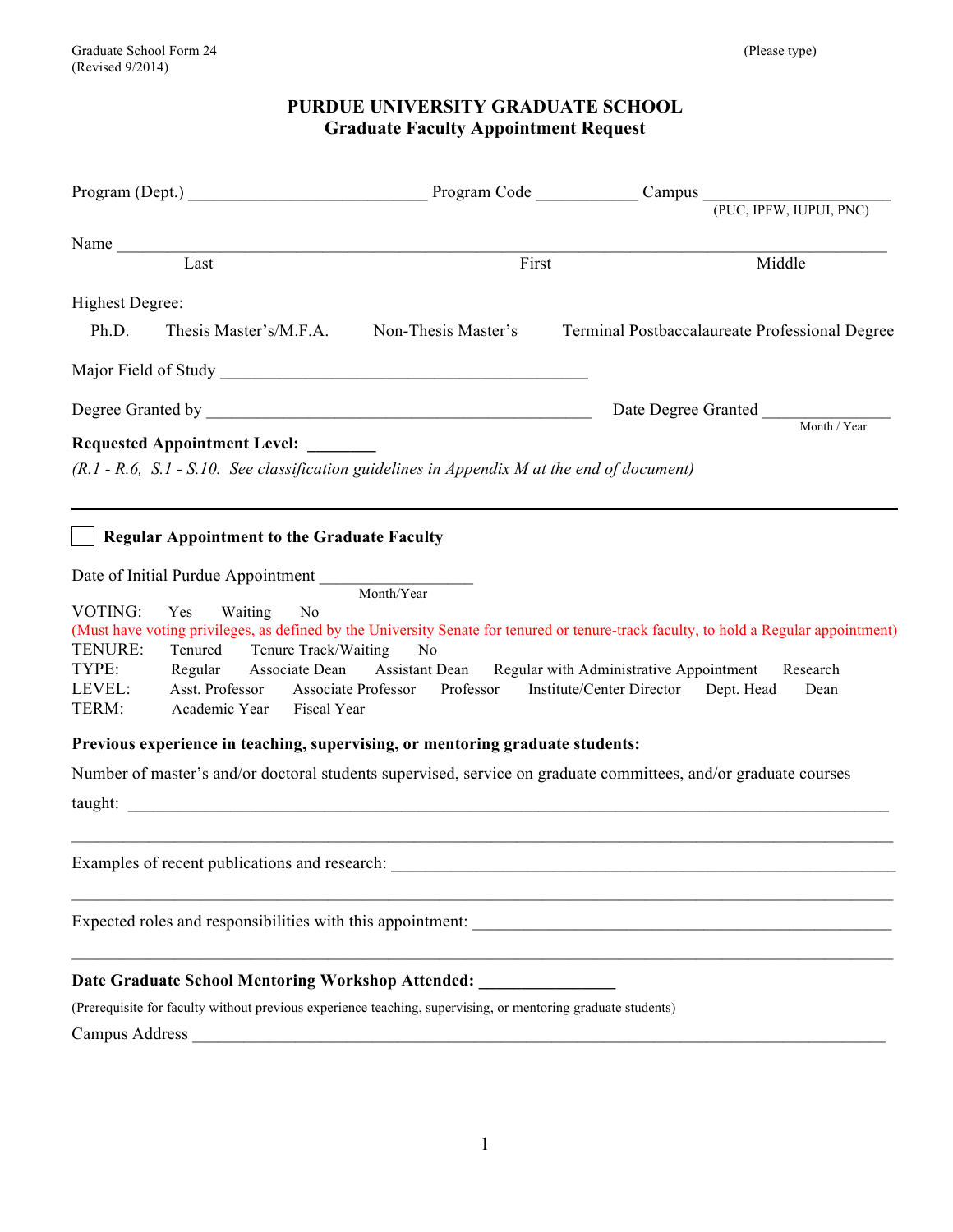Graduate School Form 24
(Revised 9/2014)

(Please type)

# PURDUE UNIVERSITY GRADUATE SCHOOL
## Graduate Faculty Appointment Request

Program (Dept.) ___________________________ Program Code ___________ Campus ____________________
(PUC, IPFW, IUPUI, PNC)

Name ______________________________________________________________________________________
Last First Middle

Highest Degree:

Ph.D. Thesis Master's/M.F.A. Non-Thesis Master's Terminal Postbaccalaureate Professional Degree

Major Field of Study __________________________________________

Degree Granted by ____________________________________________ Date Degree Granted ______________
Month / Year

**Requested Appointment Level: ________**

*(R.1 - R.6, S.1 - S.10. See classification guidelines in Appendix M at the end of document)*

---

☐ **Regular Appointment to the Graduate Faculty**

Date of Initial Purdue Appointment _________________
Month/Year

VOTING: Yes Waiting No

(Must have voting privileges, as defined by the University Senate for tenured or tenure-track faculty, to hold a Regular appointment)

TENURE: Tenured Tenure Track/Waiting No

TYPE: Regular Associate Dean Assistant Dean Regular with Administrative Appointment Research

LEVEL: Asst. Professor Associate Professor Professor Institute/Center Director Dept. Head Dean

TERM: Academic Year Fiscal Year

**Previous experience in teaching, supervising, or mentoring graduate students:**

Number of master's and/or doctoral students supervised, service on graduate committees, and/or graduate courses taught: ________________________________________________________________________________

______________________________________________________________________________________________

Examples of recent publications and research: ____________________________________________________

______________________________________________________________________________________________

Expected roles and responsibilities with this appointment: ____________________________________________

______________________________________________________________________________________________

**Date Graduate School Mentoring Workshop Attended: _______________**

(Prerequisite for faculty without previous experience teaching, supervising, or mentoring graduate students)

Campus Address ____________________________________________________________________________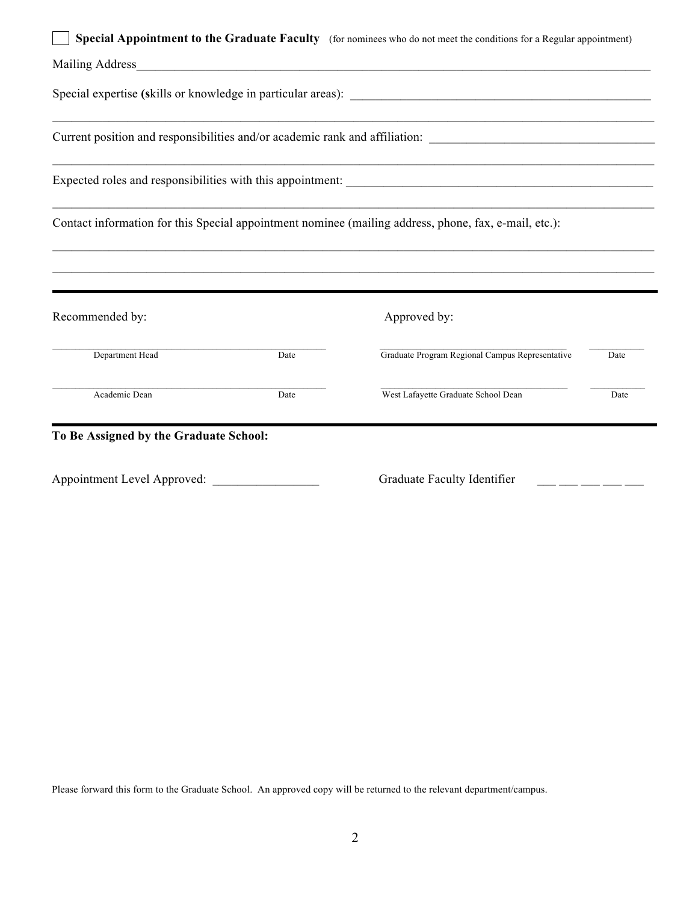☐ **Special Appointment to the Graduate Faculty** (for nominees who do not meet the conditions for a Regular appointment)

Mailing Address_______________________________________________________________________________

Special expertise **(s**kills or knowledge in particular areas): _____________________________________________

_____________________________________________________________________________________________

Current position and responsibilities and/or academic rank and affiliation: ___________________________________

_____________________________________________________________________________________________

Expected roles and responsibilities with this appointment: ________________________________________________

_____________________________________________________________________________________________

Contact information for this Special appointment nominee (mailing address, phone, fax, e-mail, etc.):

_____________________________________________________________________________________________

_____________________________________________________________________________________________

---

| Recommended by: | | Approved by: | |
|---|---|---|---|
| Department Head | Date | Graduate Program Regional Campus Representative | Date |
| Academic Dean | Date | West Lafayette Graduate School Dean | Date |

---

**To Be Assigned by the Graduate School:**

Appointment Level Approved: ________________ Graduate Faculty Identifier ___ ___ ___ ___ ___

Please forward this form to the Graduate School. An approved copy will be returned to the relevant department/campus.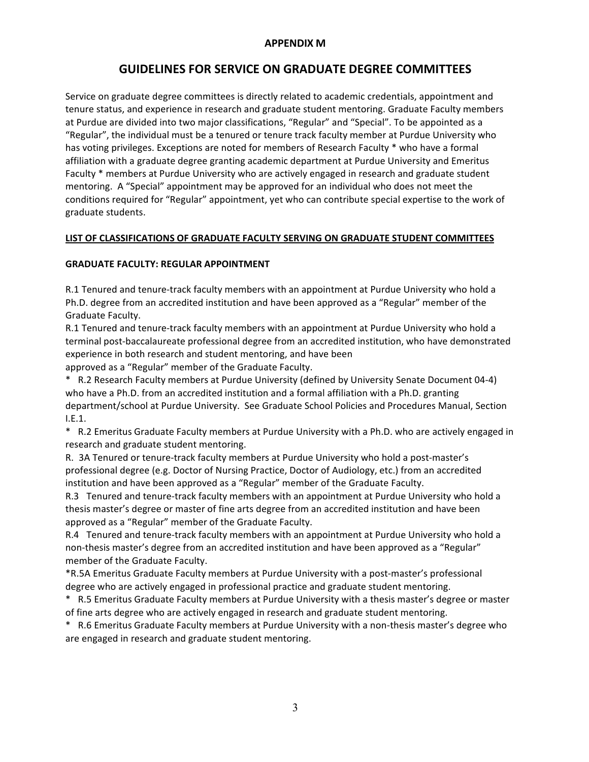**APPENDIX M**

# GUIDELINES FOR SERVICE ON GRADUATE DEGREE COMMITTEES

Service on graduate degree committees is directly related to academic credentials, appointment and tenure status, and experience in research and graduate student mentoring. Graduate Faculty members at Purdue are divided into two major classifications, "Regular" and "Special". To be appointed as a "Regular", the individual must be a tenured or tenure track faculty member at Purdue University who has voting privileges. Exceptions are noted for members of Research Faculty * who have a formal affiliation with a graduate degree granting academic department at Purdue University and Emeritus Faculty * members at Purdue University who are actively engaged in research and graduate student mentoring. A "Special" appointment may be approved for an individual who does not meet the conditions required for "Regular" appointment, yet who can contribute special expertise to the work of graduate students.

**LIST OF CLASSIFICATIONS OF GRADUATE FACULTY SERVING ON GRADUATE STUDENT COMMITTEES**

**GRADUATE FACULTY: REGULAR APPOINTMENT**

R.1 Tenured and tenure-track faculty members with an appointment at Purdue University who hold a Ph.D. degree from an accredited institution and have been approved as a "Regular" member of the Graduate Faculty.

R.1 Tenured and tenure-track faculty members with an appointment at Purdue University who hold a terminal post-baccalaureate professional degree from an accredited institution, who have demonstrated experience in both research and student mentoring, and have been approved as a "Regular" member of the Graduate Faculty.

* R.2 Research Faculty members at Purdue University (defined by University Senate Document 04-4) who have a Ph.D. from an accredited institution and a formal affiliation with a Ph.D. granting department/school at Purdue University. See Graduate School Policies and Procedures Manual, Section I.E.1.

* R.2 Emeritus Graduate Faculty members at Purdue University with a Ph.D. who are actively engaged in research and graduate student mentoring.

R. 3A Tenured or tenure-track faculty members at Purdue University who hold a post-master's professional degree (e.g. Doctor of Nursing Practice, Doctor of Audiology, etc.) from an accredited institution and have been approved as a "Regular" member of the Graduate Faculty.

R.3 Tenured and tenure-track faculty members with an appointment at Purdue University who hold a thesis master's degree or master of fine arts degree from an accredited institution and have been approved as a "Regular" member of the Graduate Faculty.

R.4 Tenured and tenure-track faculty members with an appointment at Purdue University who hold a non-thesis master's degree from an accredited institution and have been approved as a "Regular" member of the Graduate Faculty.

*R.5A Emeritus Graduate Faculty members at Purdue University with a post-master's professional degree who are actively engaged in professional practice and graduate student mentoring.

* R.5 Emeritus Graduate Faculty members at Purdue University with a thesis master's degree or master of fine arts degree who are actively engaged in research and graduate student mentoring.

* R.6 Emeritus Graduate Faculty members at Purdue University with a non-thesis master's degree who are engaged in research and graduate student mentoring.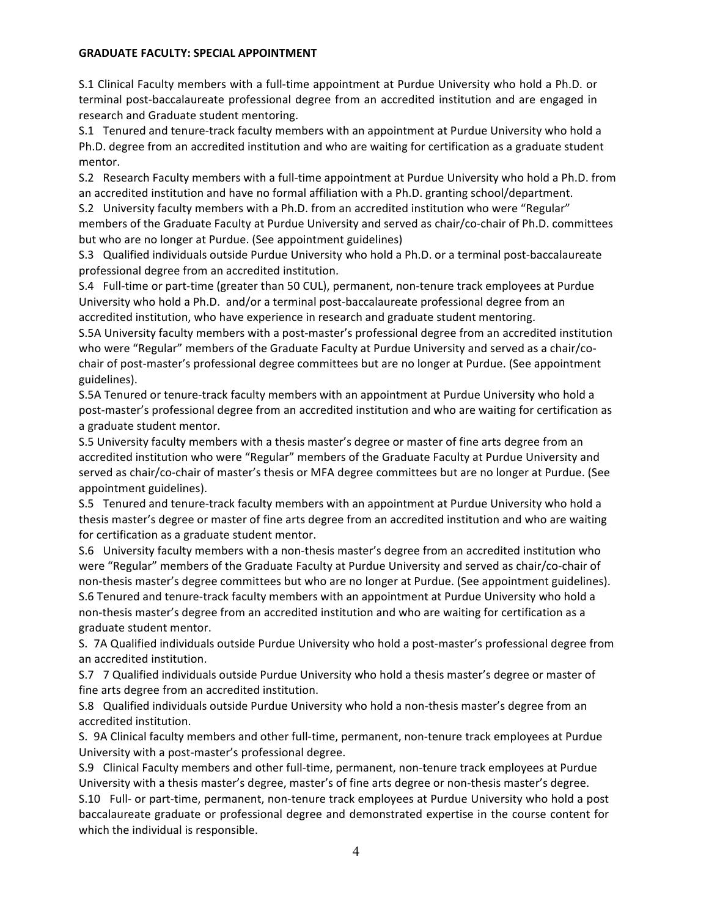**GRADUATE FACULTY: SPECIAL APPOINTMENT**

S.1 Clinical Faculty members with a full-time appointment at Purdue University who hold a Ph.D. or terminal post-baccalaureate professional degree from an accredited institution and are engaged in research and Graduate student mentoring.

S.1 Tenured and tenure-track faculty members with an appointment at Purdue University who hold a Ph.D. degree from an accredited institution and who are waiting for certification as a graduate student mentor.

S.2 Research Faculty members with a full-time appointment at Purdue University who hold a Ph.D. from an accredited institution and have no formal affiliation with a Ph.D. granting school/department.

S.2 University faculty members with a Ph.D. from an accredited institution who were "Regular" members of the Graduate Faculty at Purdue University and served as chair/co-chair of Ph.D. committees but who are no longer at Purdue. (See appointment guidelines)

S.3 Qualified individuals outside Purdue University who hold a Ph.D. or a terminal post-baccalaureate professional degree from an accredited institution.

S.4 Full-time or part-time (greater than 50 CUL), permanent, non-tenure track employees at Purdue University who hold a Ph.D. and/or a terminal post-baccalaureate professional degree from an accredited institution, who have experience in research and graduate student mentoring.

S.5A University faculty members with a post-master's professional degree from an accredited institution who were "Regular" members of the Graduate Faculty at Purdue University and served as a chair/co-chair of post-master's professional degree committees but are no longer at Purdue. (See appointment guidelines).

S.5A Tenured or tenure-track faculty members with an appointment at Purdue University who hold a post-master's professional degree from an accredited institution and who are waiting for certification as a graduate student mentor.

S.5 University faculty members with a thesis master's degree or master of fine arts degree from an accredited institution who were "Regular" members of the Graduate Faculty at Purdue University and served as chair/co-chair of master's thesis or MFA degree committees but are no longer at Purdue. (See appointment guidelines).

S.5 Tenured and tenure-track faculty members with an appointment at Purdue University who hold a thesis master's degree or master of fine arts degree from an accredited institution and who are waiting for certification as a graduate student mentor.

S.6 University faculty members with a non-thesis master's degree from an accredited institution who were "Regular" members of the Graduate Faculty at Purdue University and served as chair/co-chair of non-thesis master's degree committees but who are no longer at Purdue. (See appointment guidelines).

S.6 Tenured and tenure-track faculty members with an appointment at Purdue University who hold a non-thesis master's degree from an accredited institution and who are waiting for certification as a graduate student mentor.

S. 7A Qualified individuals outside Purdue University who hold a post-master's professional degree from an accredited institution.

S.7 7 Qualified individuals outside Purdue University who hold a thesis master's degree or master of fine arts degree from an accredited institution.

S.8 Qualified individuals outside Purdue University who hold a non-thesis master's degree from an accredited institution.

S. 9A Clinical faculty members and other full-time, permanent, non-tenure track employees at Purdue University with a post-master's professional degree.

S.9 Clinical Faculty members and other full-time, permanent, non-tenure track employees at Purdue University with a thesis master's degree, master's of fine arts degree or non-thesis master's degree.

S.10 Full- or part-time, permanent, non-tenure track employees at Purdue University who hold a post baccalaureate graduate or professional degree and demonstrated expertise in the course content for which the individual is responsible.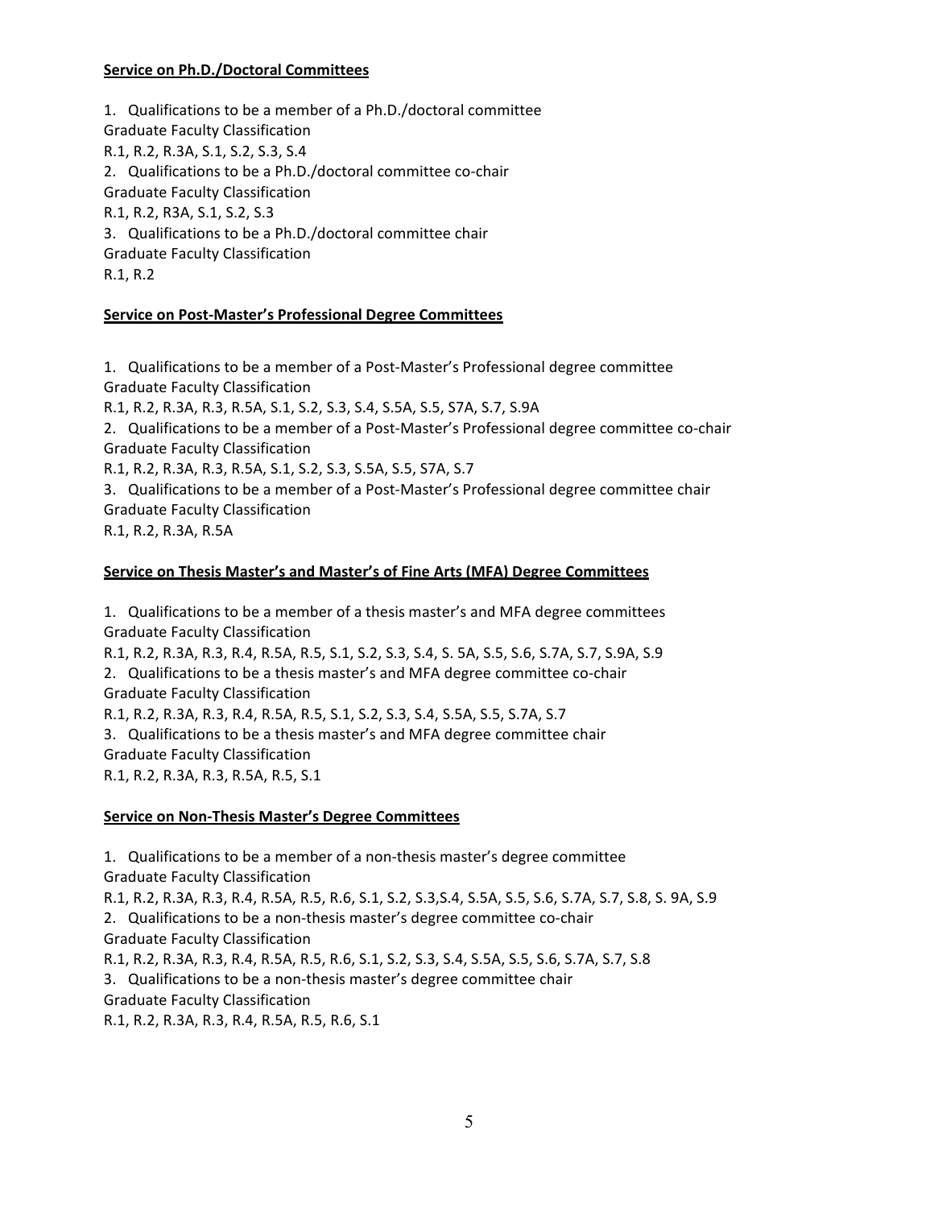**Service on Ph.D./Doctoral Committees**

1. Qualifications to be a member of a Ph.D./doctoral committee
Graduate Faculty Classification
R.1, R.2, R.3A, S.1, S.2, S.3, S.4
2. Qualifications to be a Ph.D./doctoral committee co-chair
Graduate Faculty Classification
R.1, R.2, R3A, S.1, S.2, S.3
3. Qualifications to be a Ph.D./doctoral committee chair
Graduate Faculty Classification
R.1, R.2

**Service on Post-Master's Professional Degree Committees**

1. Qualifications to be a member of a Post-Master's Professional degree committee
Graduate Faculty Classification
R.1, R.2, R.3A, R.3, R.5A, S.1, S.2, S.3, S.4, S.5A, S.5, S7A, S.7, S.9A
2. Qualifications to be a member of a Post-Master's Professional degree committee co-chair
Graduate Faculty Classification
R.1, R.2, R.3A, R.3, R.5A, S.1, S.2, S.3, S.5A, S.5, S7A, S.7
3. Qualifications to be a member of a Post-Master's Professional degree committee chair
Graduate Faculty Classification
R.1, R.2, R.3A, R.5A

**Service on Thesis Master's and Master's of Fine Arts (MFA) Degree Committees**

1. Qualifications to be a member of a thesis master's and MFA degree committees
Graduate Faculty Classification
R.1, R.2, R.3A, R.3, R.4, R.5A, R.5, S.1, S.2, S.3, S.4, S. 5A, S.5, S.6, S.7A, S.7, S.9A, S.9
2. Qualifications to be a thesis master's and MFA degree committee co-chair
Graduate Faculty Classification
R.1, R.2, R.3A, R.3, R.4, R.5A, R.5, S.1, S.2, S.3, S.4, S.5A, S.5, S.7A, S.7
3. Qualifications to be a thesis master's and MFA degree committee chair
Graduate Faculty Classification
R.1, R.2, R.3A, R.3, R.5A, R.5, S.1

**Service on Non-Thesis Master's Degree Committees**

1. Qualifications to be a member of a non-thesis master's degree committee
Graduate Faculty Classification
R.1, R.2, R.3A, R.3, R.4, R.5A, R.5, R.6, S.1, S.2, S.3,S.4, S.5A, S.5, S.6, S.7A, S.7, S.8, S. 9A, S.9
2. Qualifications to be a non-thesis master's degree committee co-chair
Graduate Faculty Classification
R.1, R.2, R.3A, R.3, R.4, R.5A, R.5, R.6, S.1, S.2, S.3, S.4, S.5A, S.5, S.6, S.7A, S.7, S.8
3. Qualifications to be a non-thesis master's degree committee chair
Graduate Faculty Classification
R.1, R.2, R.3A, R.3, R.4, R.5A, R.5, R.6, S.1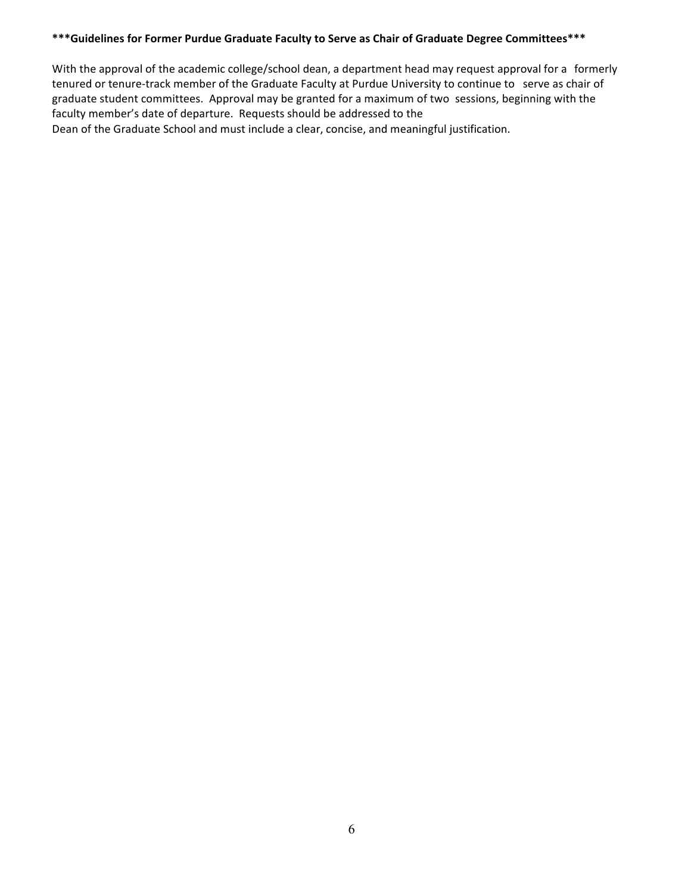**\*\*\*Guidelines for Former Purdue Graduate Faculty to Serve as Chair of Graduate Degree Committees\*\*\***

With the approval of the academic college/school dean, a department head may request approval for a formerly tenured or tenure-track member of the Graduate Faculty at Purdue University to continue to serve as chair of graduate student committees. Approval may be granted for a maximum of two sessions, beginning with the faculty member's date of departure. Requests should be addressed to the Dean of the Graduate School and must include a clear, concise, and meaningful justification.